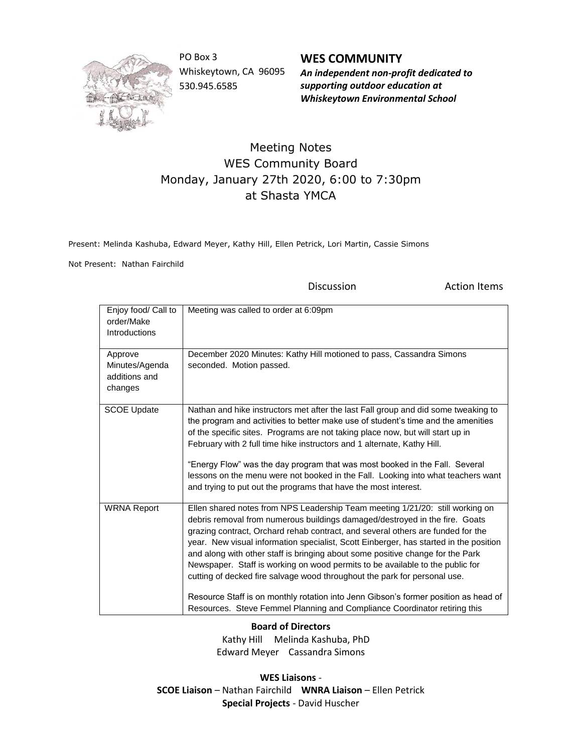PO Box 3
Whiskeytown, CA 96095
530.945.6585

**WES COMMUNITY**
***An independent non-profit dedicated to supporting outdoor education at Whiskeytown Environmental School***

# Meeting Notes
## WES Community Board
## Monday, January 27th 2020, 6:00 to 7:30pm
## at Shasta YMCA

Present: Melinda Kashuba, Edward Meyer, Kathy Hill, Ellen Petrick, Lori Martin, Cassie Simons

Not Present: Nathan Fairchild

| | Discussion | Action Items |
|---|---|---|
| Enjoy food/ Call to order/Make Introductions | Meeting was called to order at 6:09pm | |
| Approve Minutes/Agenda additions and changes | December 2020 Minutes: Kathy Hill motioned to pass, Cassandra Simons seconded. Motion passed. | |
| SCOE Update | Nathan and hike instructors met after the last Fall group and did some tweaking to the program and activities to better make use of student's time and the amenities of the specific sites. Programs are not taking place now, but will start up in February with 2 full time hike instructors and 1 alternate, Kathy Hill.<br><br>"Energy Flow" was the day program that was most booked in the Fall. Several lessons on the menu were not booked in the Fall. Looking into what teachers want and trying to put out the programs that have the most interest. | |
| WRNA Report | Ellen shared notes from NPS Leadership Team meeting 1/21/20: still working on debris removal from numerous buildings damaged/destroyed in the fire. Goats grazing contract, Orchard rehab contract, and several others are funded for the year. New visual information specialist, Scott Einberger, has started in the position and along with other staff is bringing about some positive change for the Park Newspaper. Staff is working on wood permits to be available to the public for cutting of decked fire salvage wood throughout the park for personal use.<br><br>Resource Staff is on monthly rotation into Jenn Gibson's former position as head of Resources. Steve Femmel Planning and Compliance Coordinator retiring this | |

**Board of Directors**
Kathy Hill Melinda Kashuba, PhD
Edward Meyer Cassandra Simons

**WES Liaisons** -
**SCOE Liaison** – Nathan Fairchild **WNRA Liaison** – Ellen Petrick
**Special Projects** - David Huscher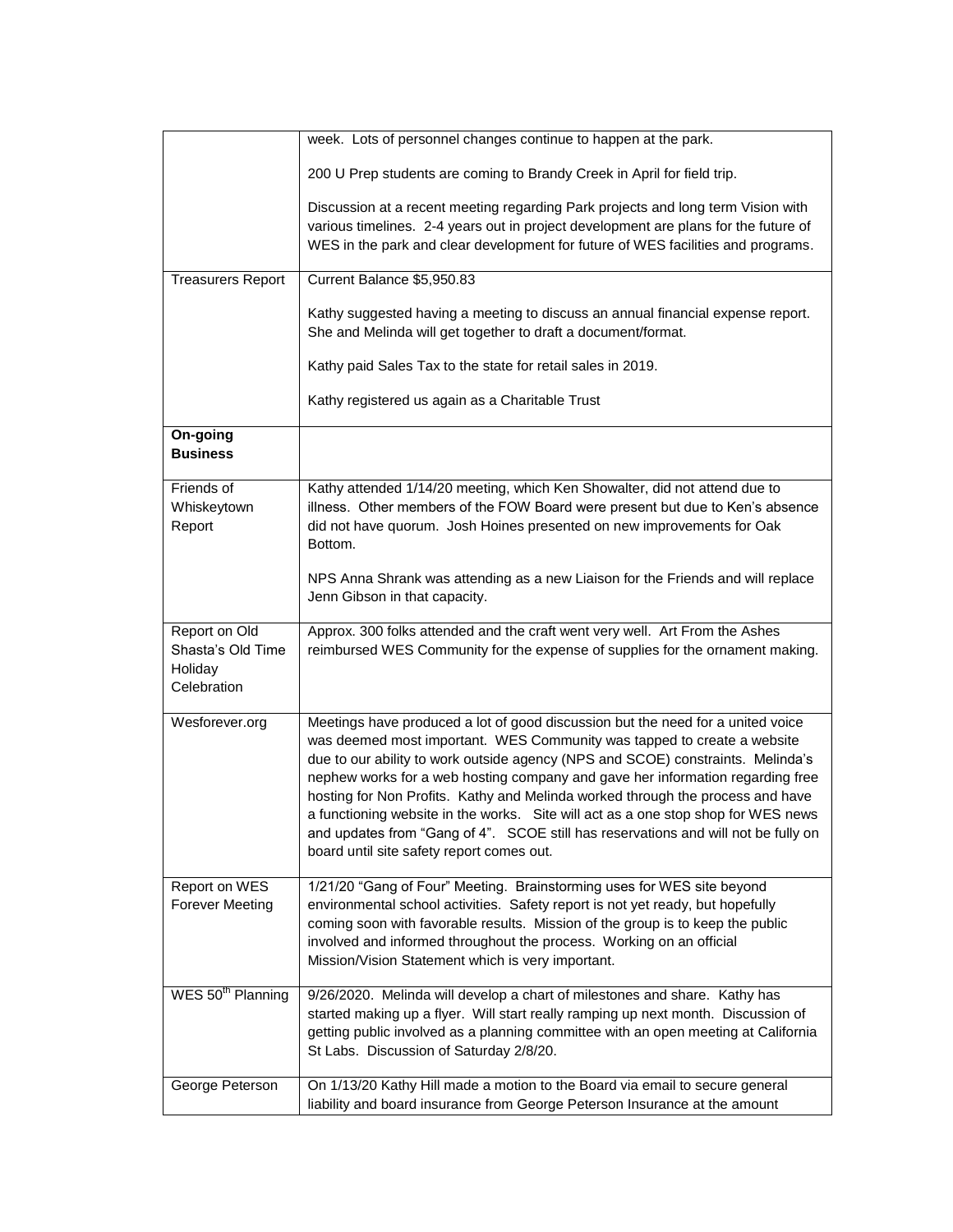|  |  |
|---|---|
|  | week. Lots of personnel changes continue to happen at the park.<br><br>200 U Prep students are coming to Brandy Creek in April for field trip.<br><br>Discussion at a recent meeting regarding Park projects and long term Vision with various timelines. 2-4 years out in project development are plans for the future of WES in the park and clear development for future of WES facilities and programs. |
| Treasurers Report | Current Balance $5,950.83<br><br>Kathy suggested having a meeting to discuss an annual financial expense report. She and Melinda will get together to draft a document/format.<br><br>Kathy paid Sales Tax to the state for retail sales in 2019.<br><br>Kathy registered us again as a Charitable Trust |
| **On-going Business** |  |
| Friends of Whiskeytown Report | Kathy attended 1/14/20 meeting, which Ken Showalter, did not attend due to illness. Other members of the FOW Board were present but due to Ken's absence did not have quorum. Josh Hoines presented on new improvements for Oak Bottom.<br><br>NPS Anna Shrank was attending as a new Liaison for the Friends and will replace Jenn Gibson in that capacity. |
| Report on Old Shasta's Old Time Holiday Celebration | Approx. 300 folks attended and the craft went very well. Art From the Ashes reimbursed WES Community for the expense of supplies for the ornament making. |
| Wesforever.org | Meetings have produced a lot of good discussion but the need for a united voice was deemed most important. WES Community was tapped to create a website due to our ability to work outside agency (NPS and SCOE) constraints. Melinda's nephew works for a web hosting company and gave her information regarding free hosting for Non Profits. Kathy and Melinda worked through the process and have a functioning website in the works. Site will act as a one stop shop for WES news and updates from "Gang of 4". SCOE still has reservations and will not be fully on board until site safety report comes out. |
| Report on WES Forever Meeting | 1/21/20 "Gang of Four" Meeting. Brainstorming uses for WES site beyond environmental school activities. Safety report is not yet ready, but hopefully coming soon with favorable results. Mission of the group is to keep the public involved and informed throughout the process. Working on an official Mission/Vision Statement which is very important. |
| WES 50th Planning | 9/26/2020. Melinda will develop a chart of milestones and share. Kathy has started making up a flyer. Will start really ramping up next month. Discussion of getting public involved as a planning committee with an open meeting at California St Labs. Discussion of Saturday 2/8/20. |
| George Peterson | On 1/13/20 Kathy Hill made a motion to the Board via email to secure general liability and board insurance from George Peterson Insurance at the amount |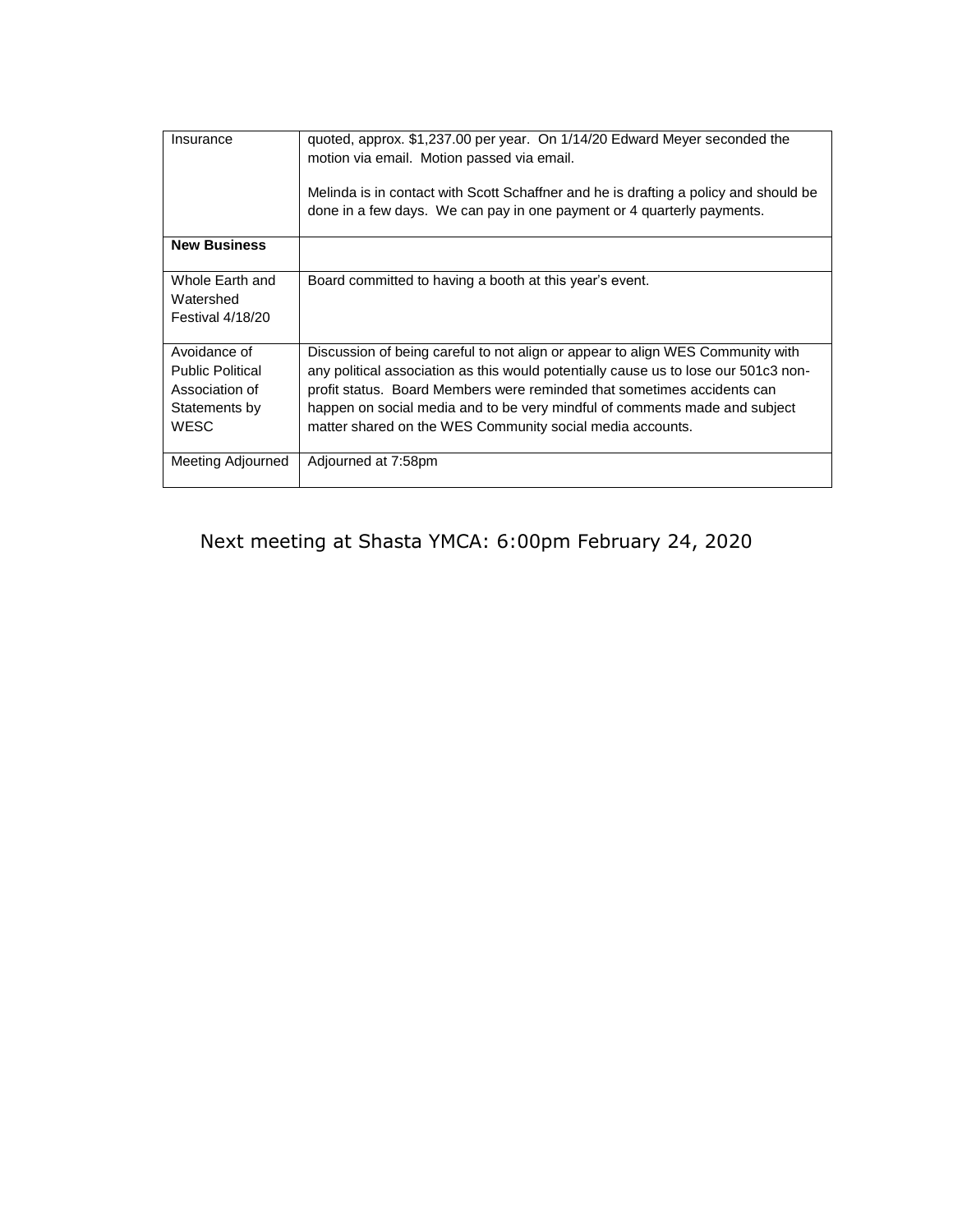| | |
|---|---|
| Insurance | quoted, approx. $1,237.00 per year. On 1/14/20 Edward Meyer seconded the motion via email. Motion passed via email.<br><br>Melinda is in contact with Scott Schaffner and he is drafting a policy and should be done in a few days. We can pay in one payment or 4 quarterly payments. |
| **New Business** | |
| Whole Earth and Watershed Festival 4/18/20 | Board committed to having a booth at this year's event. |
| Avoidance of Public Political Association of Statements by WESC | Discussion of being careful to not align or appear to align WES Community with any political association as this would potentially cause us to lose our 501c3 non-profit status. Board Members were reminded that sometimes accidents can happen on social media and to be very mindful of comments made and subject matter shared on the WES Community social media accounts. |
| Meeting Adjourned | Adjourned at 7:58pm |

Next meeting at Shasta YMCA: 6:00pm February 24, 2020